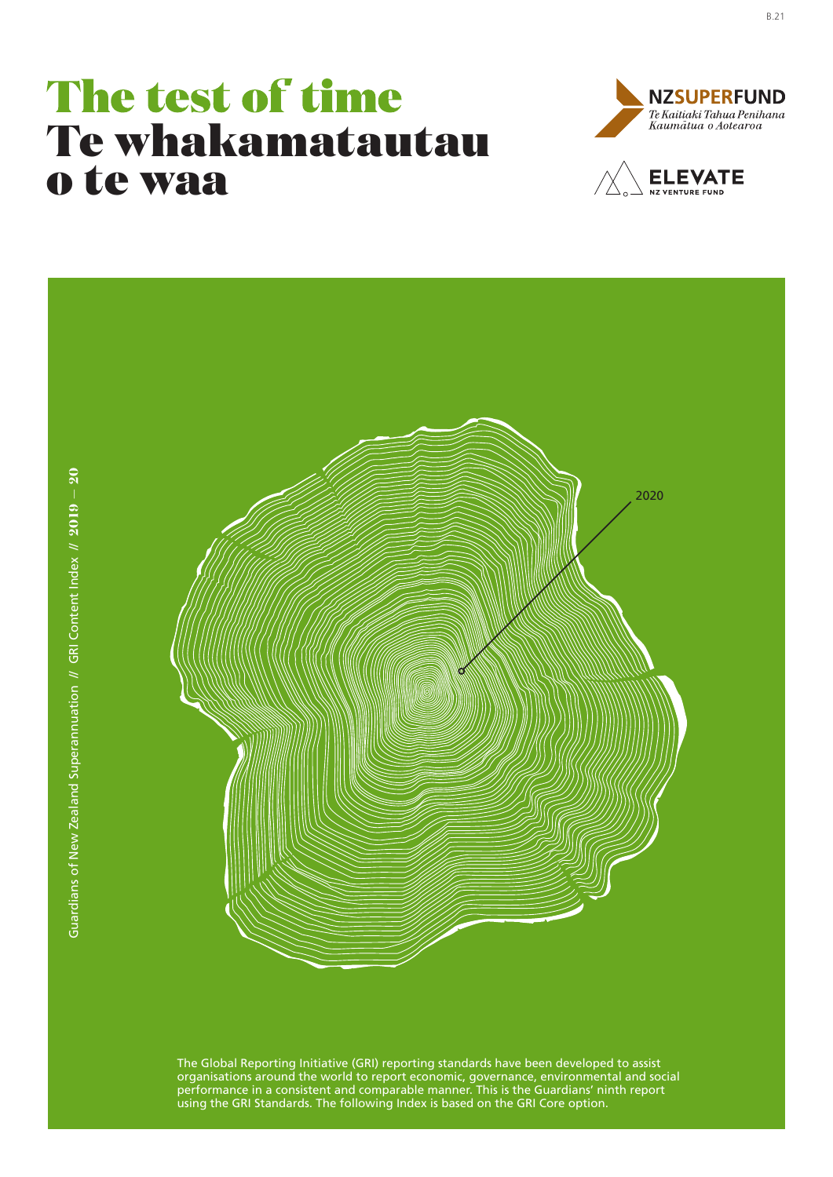# The test of time
# Te whakamatautau o te waa

NZSUPERFUND
*Te Kaitiaki Tahua Penihana Kaumātua o Aotearoa*

ELEVATE
NZ VENTURE FUND

Guardians of New Zealand Superannuation // GRI Content Index // 2019 – 20

2020

The Global Reporting Initiative (GRI) reporting standards have been developed to assist organisations around the world to report economic, governance, environmental and social performance in a consistent and comparable manner. This is the Guardians' ninth report using the GRI Standards. The following Index is based on the GRI Core option.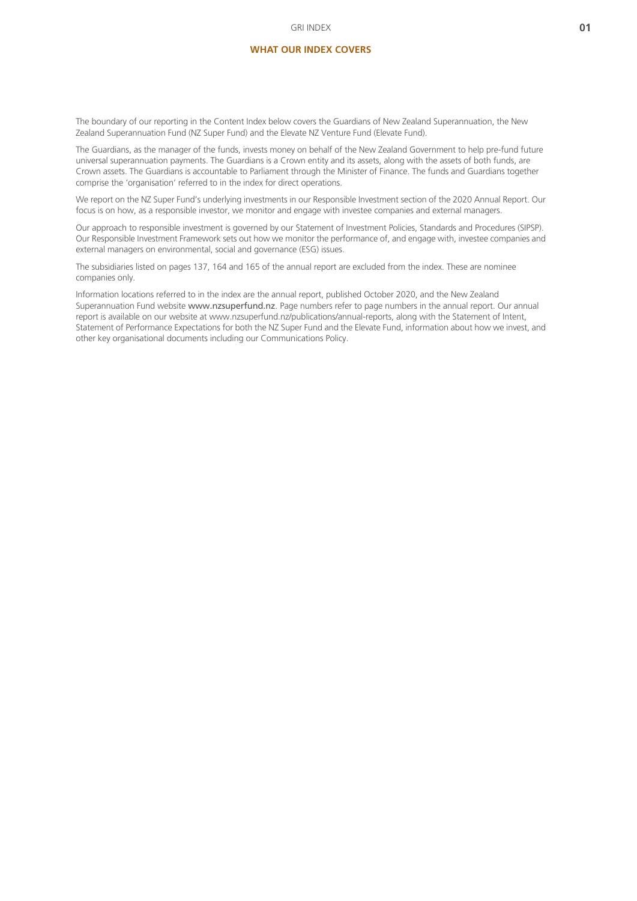## WHAT OUR INDEX COVERS

The boundary of our reporting in the Content Index below covers the Guardians of New Zealand Superannuation, the New Zealand Superannuation Fund (NZ Super Fund) and the Elevate NZ Venture Fund (Elevate Fund).

The Guardians, as the manager of the funds, invests money on behalf of the New Zealand Government to help pre-fund future universal superannuation payments. The Guardians is a Crown entity and its assets, along with the assets of both funds, are Crown assets. The Guardians is accountable to Parliament through the Minister of Finance. The funds and Guardians together comprise the 'organisation' referred to in the index for direct operations.

We report on the NZ Super Fund's underlying investments in our Responsible Investment section of the 2020 Annual Report. Our focus is on how, as a responsible investor, we monitor and engage with investee companies and external managers.

Our approach to responsible investment is governed by our Statement of Investment Policies, Standards and Procedures (SIPSP). Our Responsible Investment Framework sets out how we monitor the performance of, and engage with, investee companies and external managers on environmental, social and governance (ESG) issues.

The subsidiaries listed on pages 137, 164 and 165 of the annual report are excluded from the index. These are nominee companies only.

Information locations referred to in the index are the annual report, published October 2020, and the New Zealand Superannuation Fund website www.nzsuperfund.nz. Page numbers refer to page numbers in the annual report. Our annual report is available on our website at www.nzsuperfund.nz/publications/annual-reports, along with the Statement of Intent, Statement of Performance Expectations for both the NZ Super Fund and the Elevate Fund, information about how we invest, and other key organisational documents including our Communications Policy.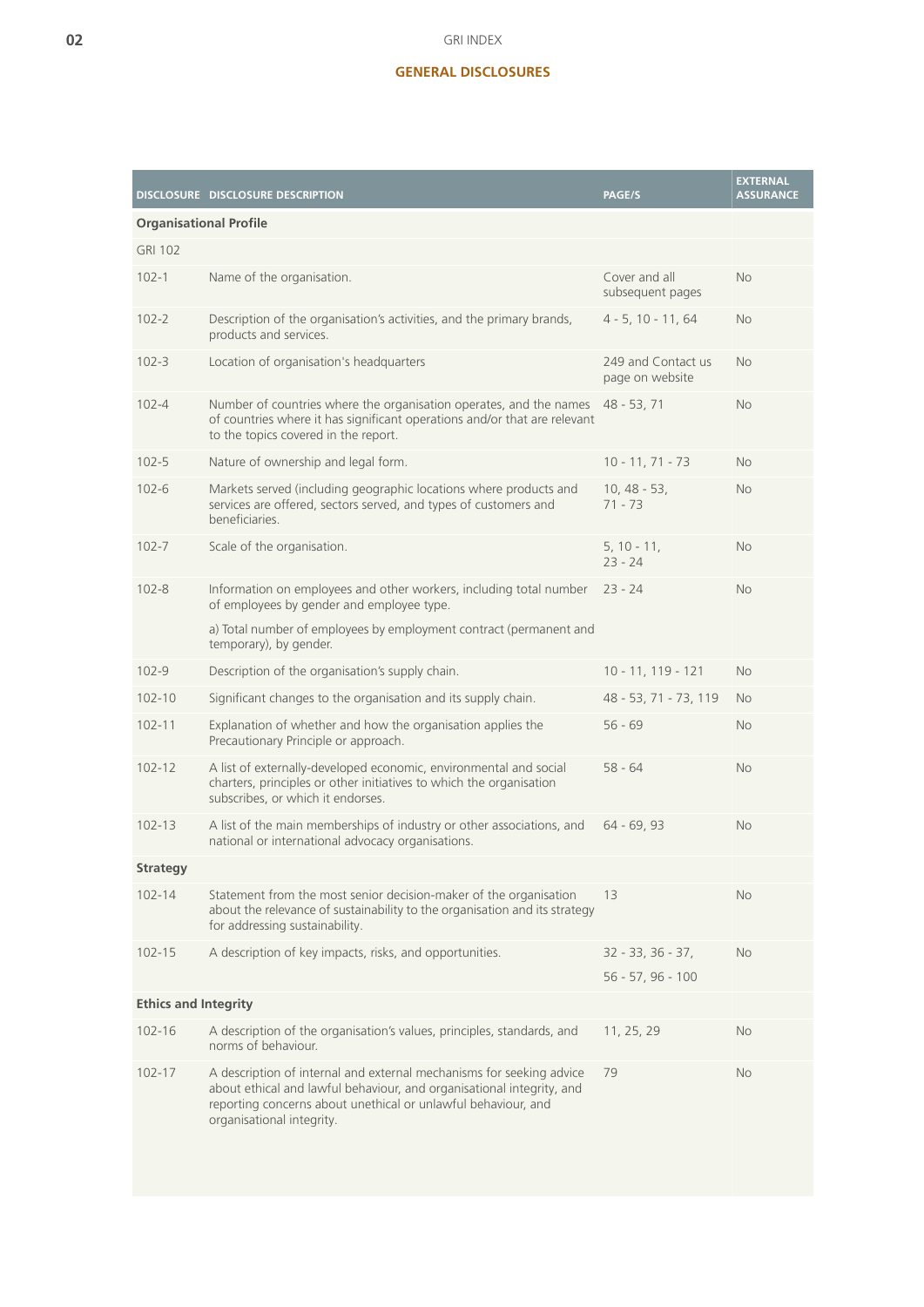## GRI INDEX

### GENERAL DISCLOSURES

| DISCLOSURE | DISCLOSURE DESCRIPTION | PAGE/S | EXTERNAL ASSURANCE |
|---|---|---|---|
| **Organisational Profile** | | | |
| GRI 102 | | | |
| 102-1 | Name of the organisation. | Cover and all subsequent pages | No |
| 102-2 | Description of the organisation's activities, and the primary brands, products and services. | 4 - 5, 10 - 11, 64 | No |
| 102-3 | Location of organisation's headquarters | 249 and Contact us page on website | No |
| 102-4 | Number of countries where the organisation operates, and the names of countries where it has significant operations and/or that are relevant to the topics covered in the report. | 48 - 53, 71 | No |
| 102-5 | Nature of ownership and legal form. | 10 - 11, 71 - 73 | No |
| 102-6 | Markets served (including geographic locations where products and services are offered, sectors served, and types of customers and beneficiaries. | 10, 48 - 53, 71 - 73 | No |
| 102-7 | Scale of the organisation. | 5, 10 - 11, 23 - 24 | No |
| 102-8 | Information on employees and other workers, including total number of employees by gender and employee type.<br><br>a) Total number of employees by employment contract (permanent and temporary), by gender. | 23 - 24 | No |
| 102-9 | Description of the organisation's supply chain. | 10 - 11, 119 - 121 | No |
| 102-10 | Significant changes to the organisation and its supply chain. | 48 - 53, 71 - 73, 119 | No |
| 102-11 | Explanation of whether and how the organisation applies the Precautionary Principle or approach. | 56 - 69 | No |
| 102-12 | A list of externally-developed economic, environmental and social charters, principles or other initiatives to which the organisation subscribes, or which it endorses. | 58 - 64 | No |
| 102-13 | A list of the main memberships of industry or other associations, and national or international advocacy organisations. | 64 - 69, 93 | No |
| **Strategy** | | | |
| 102-14 | Statement from the most senior decision-maker of the organisation about the relevance of sustainability to the organisation and its strategy for addressing sustainability. | 13 | No |
| 102-15 | A description of key impacts, risks, and opportunities. | 32 - 33, 36 - 37,<br>56 - 57, 96 - 100 | No |
| **Ethics and Integrity** | | | |
| 102-16 | A description of the organisation's values, principles, standards, and norms of behaviour. | 11, 25, 29 | No |
| 102-17 | A description of internal and external mechanisms for seeking advice about ethical and lawful behaviour, and organisational integrity, and reporting concerns about unethical or unlawful behaviour, and organisational integrity. | 79 | No |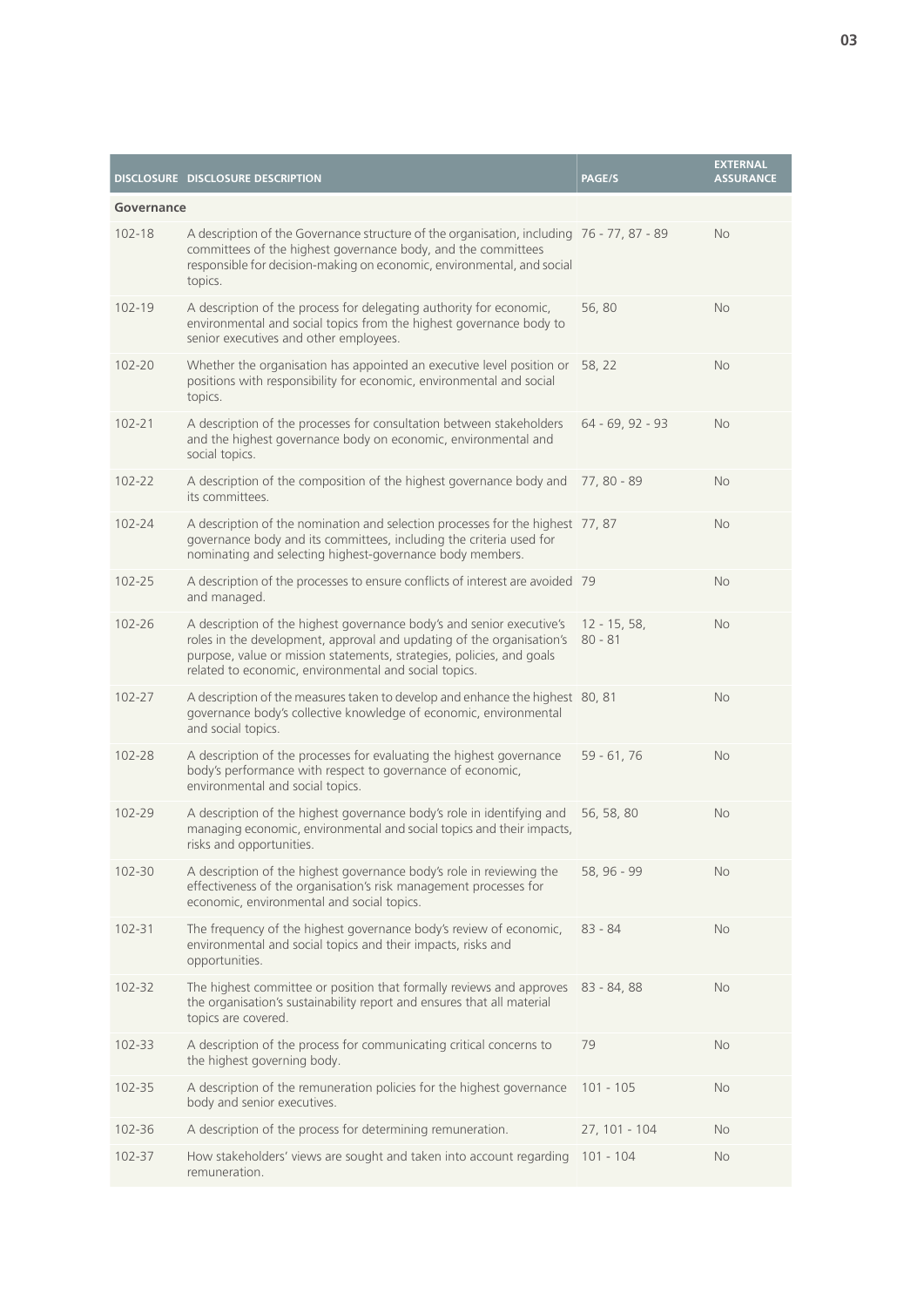| DISCLOSURE | DISCLOSURE DESCRIPTION | PAGE/S | EXTERNAL ASSURANCE |
|---|---|---|---|
| **Governance** | | | |
| 102-18 | A description of the Governance structure of the organisation, including committees of the highest governance body, and the committees responsible for decision-making on economic, environmental, and social topics. | 76 - 77, 87 - 89 | No |
| 102-19 | A description of the process for delegating authority for economic, environmental and social topics from the highest governance body to senior executives and other employees. | 56, 80 | No |
| 102-20 | Whether the organisation has appointed an executive level position or positions with responsibility for economic, environmental and social topics. | 58, 22 | No |
| 102-21 | A description of the processes for consultation between stakeholders and the highest governance body on economic, environmental and social topics. | 64 - 69, 92 - 93 | No |
| 102-22 | A description of the composition of the highest governance body and its committees. | 77, 80 - 89 | No |
| 102-24 | A description of the nomination and selection processes for the highest governance body and its committees, including the criteria used for nominating and selecting highest-governance body members. | 77, 87 | No |
| 102-25 | A description of the processes to ensure conflicts of interest are avoided and managed. | 79 | No |
| 102-26 | A description of the highest governance body's and senior executive's roles in the development, approval and updating of the organisation's purpose, value or mission statements, strategies, policies, and goals related to economic, environmental and social topics. | 12 - 15, 58, 80 - 81 | No |
| 102-27 | A description of the measures taken to develop and enhance the highest governance body's collective knowledge of economic, environmental and social topics. | 80, 81 | No |
| 102-28 | A description of the processes for evaluating the highest governance body's performance with respect to governance of economic, environmental and social topics. | 59 - 61, 76 | No |
| 102-29 | A description of the highest governance body's role in identifying and managing economic, environmental and social topics and their impacts, risks and opportunities. | 56, 58, 80 | No |
| 102-30 | A description of the highest governance body's role in reviewing the effectiveness of the organisation's risk management processes for economic, environmental and social topics. | 58, 96 - 99 | No |
| 102-31 | The frequency of the highest governance body's review of economic, environmental and social topics and their impacts, risks and opportunities. | 83 - 84 | No |
| 102-32 | The highest committee or position that formally reviews and approves the organisation's sustainability report and ensures that all material topics are covered. | 83 - 84, 88 | No |
| 102-33 | A description of the process for communicating critical concerns to the highest governing body. | 79 | No |
| 102-35 | A description of the remuneration policies for the highest governance body and senior executives. | 101 - 105 | No |
| 102-36 | A description of the process for determining remuneration. | 27, 101 - 104 | No |
| 102-37 | How stakeholders' views are sought and taken into account regarding remuneration. | 101 - 104 | No |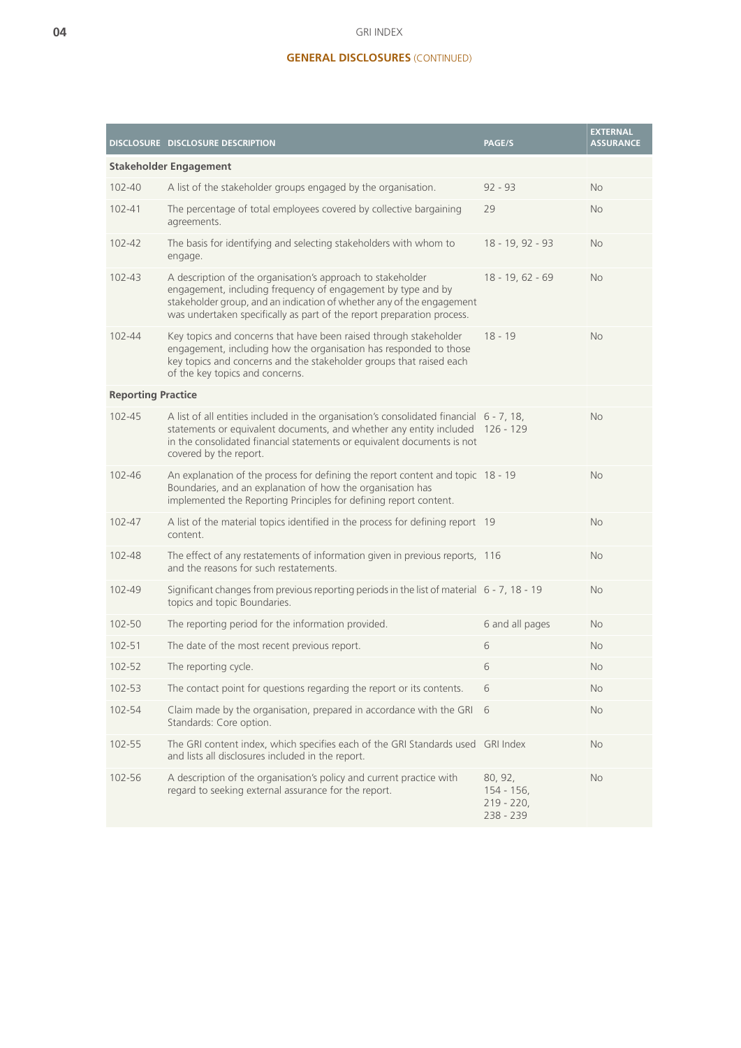## GENERAL DISCLOSURES (CONTINUED)

| DISCLOSURE | DISCLOSURE DESCRIPTION | PAGE/S | EXTERNAL ASSURANCE |
|---|---|---|---|
| **Stakeholder Engagement** | | | |
| 102-40 | A list of the stakeholder groups engaged by the organisation. | 92 - 93 | No |
| 102-41 | The percentage of total employees covered by collective bargaining agreements. | 29 | No |
| 102-42 | The basis for identifying and selecting stakeholders with whom to engage. | 18 - 19, 92 - 93 | No |
| 102-43 | A description of the organisation's approach to stakeholder engagement, including frequency of engagement by type and by stakeholder group, and an indication of whether any of the engagement was undertaken specifically as part of the report preparation process. | 18 - 19, 62 - 69 | No |
| 102-44 | Key topics and concerns that have been raised through stakeholder engagement, including how the organisation has responded to those key topics and concerns and the stakeholder groups that raised each of the key topics and concerns. | 18 - 19 | No |
| **Reporting Practice** | | | |
| 102-45 | A list of all entities included in the organisation's consolidated financial statements or equivalent documents, and whether any entity included in the consolidated financial statements or equivalent documents is not covered by the report. | 6 - 7, 18, 126 - 129 | No |
| 102-46 | An explanation of the process for defining the report content and topic Boundaries, and an explanation of how the organisation has implemented the Reporting Principles for defining report content. | 18 - 19 | No |
| 102-47 | A list of the material topics identified in the process for defining report content. | 19 | No |
| 102-48 | The effect of any restatements of information given in previous reports, and the reasons for such restatements. | 116 | No |
| 102-49 | Significant changes from previous reporting periods in the list of material topics and topic Boundaries. | 6 - 7, 18 - 19 | No |
| 102-50 | The reporting period for the information provided. | 6 and all pages | No |
| 102-51 | The date of the most recent previous report. | 6 | No |
| 102-52 | The reporting cycle. | 6 | No |
| 102-53 | The contact point for questions regarding the report or its contents. | 6 | No |
| 102-54 | Claim made by the organisation, prepared in accordance with the GRI Standards: Core option. | 6 | No |
| 102-55 | The GRI content index, which specifies each of the GRI Standards used and lists all disclosures included in the report. | GRI Index | No |
| 102-56 | A description of the organisation's policy and current practice with regard to seeking external assurance for the report. | 80, 92, 154 - 156, 219 - 220, 238 - 239 | No |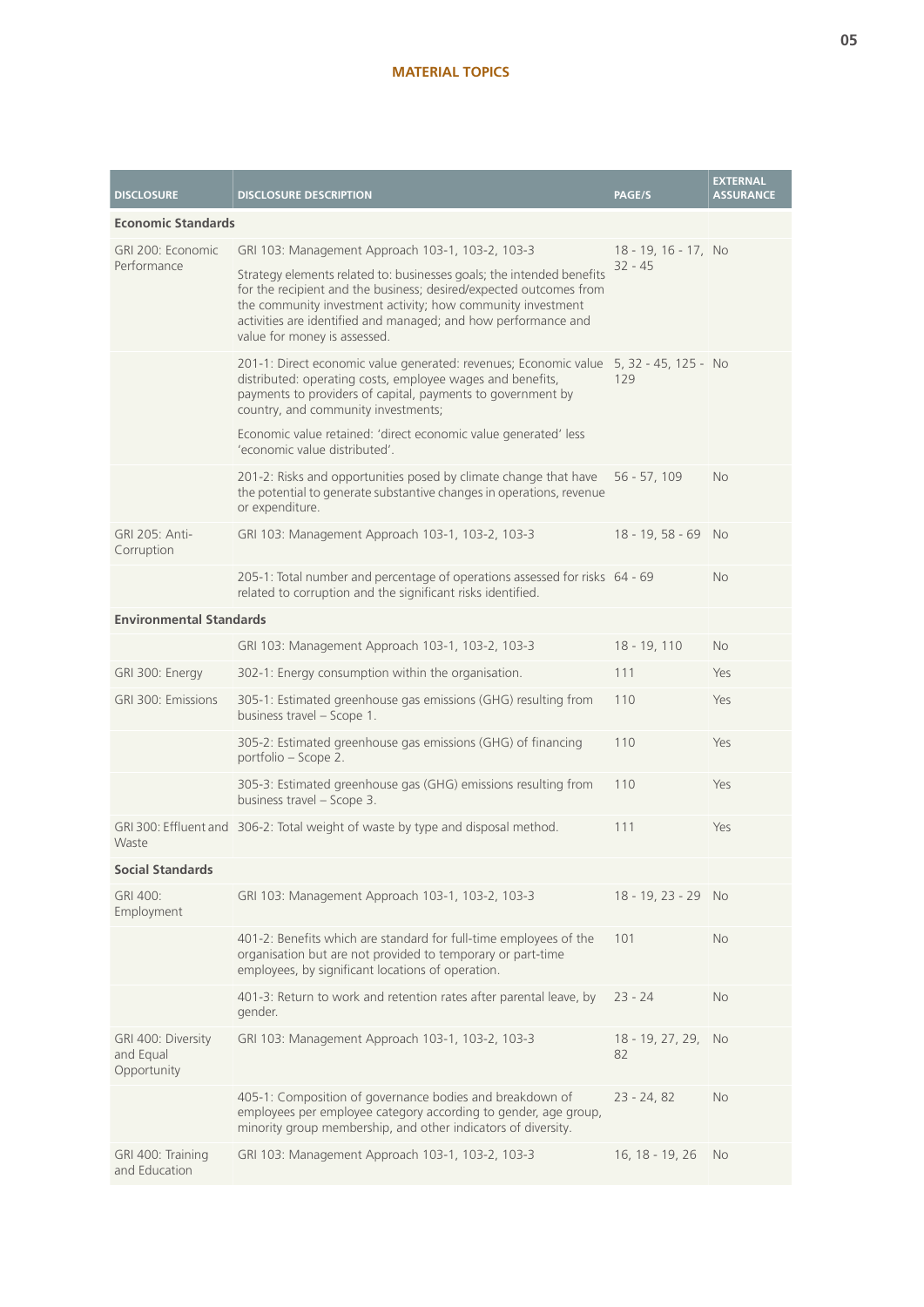## MATERIAL TOPICS

| DISCLOSURE | DISCLOSURE DESCRIPTION | PAGE/S | EXTERNAL ASSURANCE |
|---|---|---|---|
| **Economic Standards** | | | |
| GRI 200: Economic Performance | GRI 103: Management Approach 103-1, 103-2, 103-3<br><br>Strategy elements related to: businesses goals; the intended benefits for the recipient and the business; desired/expected outcomes from the community investment activity; how community investment activities are identified and managed; and how performance and value for money is assessed. | 18 - 19, 16 - 17, 32 - 45 | No |
| | 201-1: Direct economic value generated: revenues; Economic value distributed: operating costs, employee wages and benefits, payments to providers of capital, payments to government by country, and community investments;<br><br>Economic value retained: 'direct economic value generated' less 'economic value distributed'. | 5, 32 - 45, 125 - 129 | No |
| | 201-2: Risks and opportunities posed by climate change that have the potential to generate substantive changes in operations, revenue or expenditure. | 56 - 57, 109 | No |
| GRI 205: Anti-Corruption | GRI 103: Management Approach 103-1, 103-2, 103-3 | 18 - 19, 58 - 69 | No |
| | 205-1: Total number and percentage of operations assessed for risks related to corruption and the significant risks identified. | 64 - 69 | No |
| **Environmental Standards** | | | |
| | GRI 103: Management Approach 103-1, 103-2, 103-3 | 18 - 19, 110 | No |
| GRI 300: Energy | 302-1: Energy consumption within the organisation. | 111 | Yes |
| GRI 300: Emissions | 305-1: Estimated greenhouse gas emissions (GHG) resulting from business travel – Scope 1. | 110 | Yes |
| | 305-2: Estimated greenhouse gas emissions (GHG) of financing portfolio – Scope 2. | 110 | Yes |
| | 305-3: Estimated greenhouse gas (GHG) emissions resulting from business travel – Scope 3. | 110 | Yes |
| GRI 300: Effluent and Waste | 306-2: Total weight of waste by type and disposal method. | 111 | Yes |
| **Social Standards** | | | |
| GRI 400: Employment | GRI 103: Management Approach 103-1, 103-2, 103-3 | 18 - 19, 23 - 29 | No |
| | 401-2: Benefits which are standard for full-time employees of the organisation but are not provided to temporary or part-time employees, by significant locations of operation. | 101 | No |
| | 401-3: Return to work and retention rates after parental leave, by gender. | 23 - 24 | No |
| GRI 400: Diversity and Equal Opportunity | GRI 103: Management Approach 103-1, 103-2, 103-3 | 18 - 19, 27, 29, 82 | No |
| | 405-1: Composition of governance bodies and breakdown of employees per employee category according to gender, age group, minority group membership, and other indicators of diversity. | 23 - 24, 82 | No |
| GRI 400: Training and Education | GRI 103: Management Approach 103-1, 103-2, 103-3 | 16, 18 - 19, 26 | No |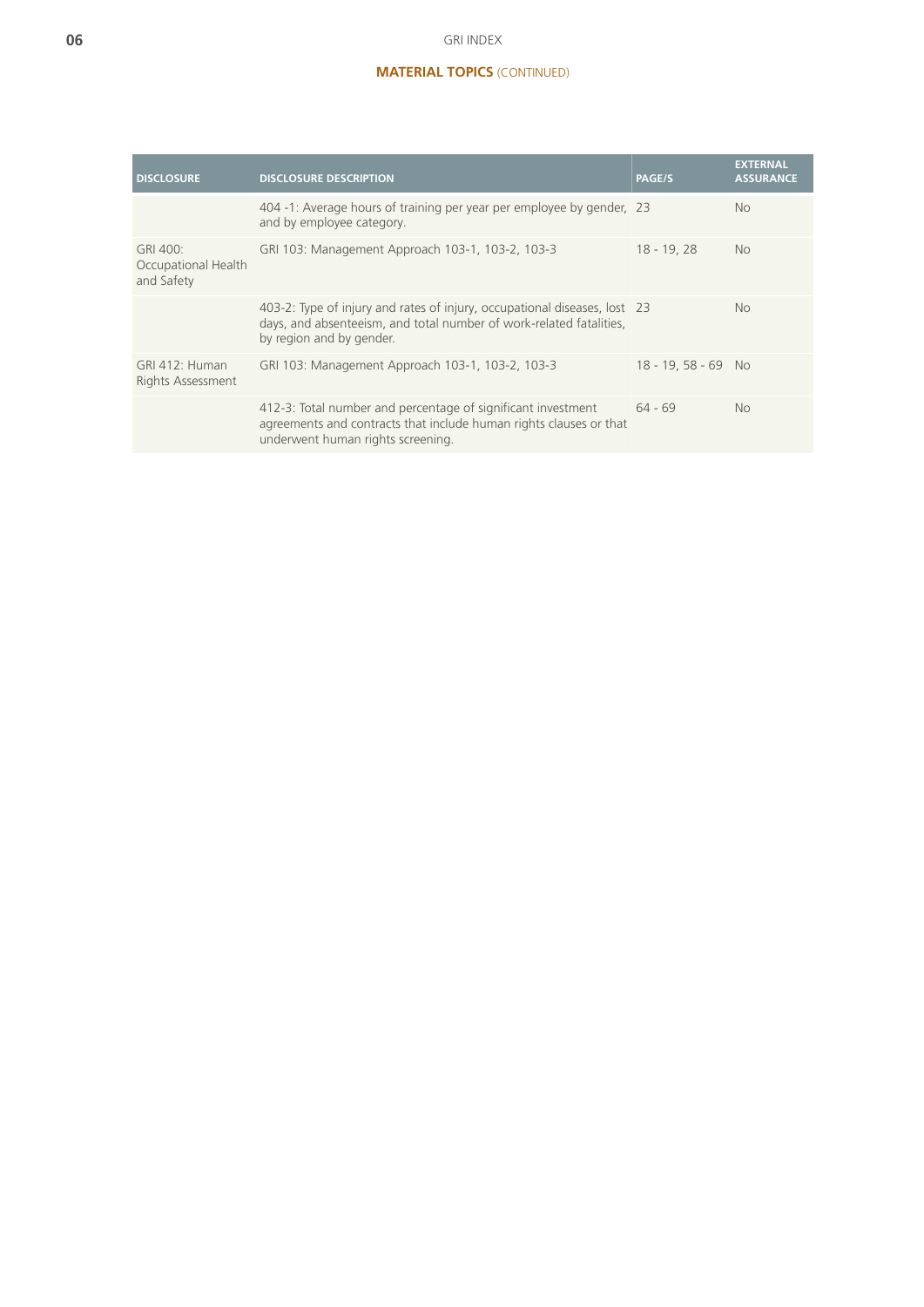**MATERIAL TOPICS** (CONTINUED)

| DISCLOSURE | DISCLOSURE DESCRIPTION | PAGE/S | EXTERNAL ASSURANCE |
|---|---|---|---|
| | 404 -1: Average hours of training per year per employee by gender, and by employee category. | 23 | No |
| GRI 400: Occupational Health and Safety | GRI 103: Management Approach 103-1, 103-2, 103-3 | 18 - 19, 28 | No |
| | 403-2: Type of injury and rates of injury, occupational diseases, lost days, and absenteeism, and total number of work-related fatalities, by region and by gender. | 23 | No |
| GRI 412: Human Rights Assessment | GRI 103: Management Approach 103-1, 103-2, 103-3 | 18 - 19, 58 - 69 | No |
| | 412-3: Total number and percentage of significant investment agreements and contracts that include human rights clauses or that underwent human rights screening. | 64 - 69 | No |